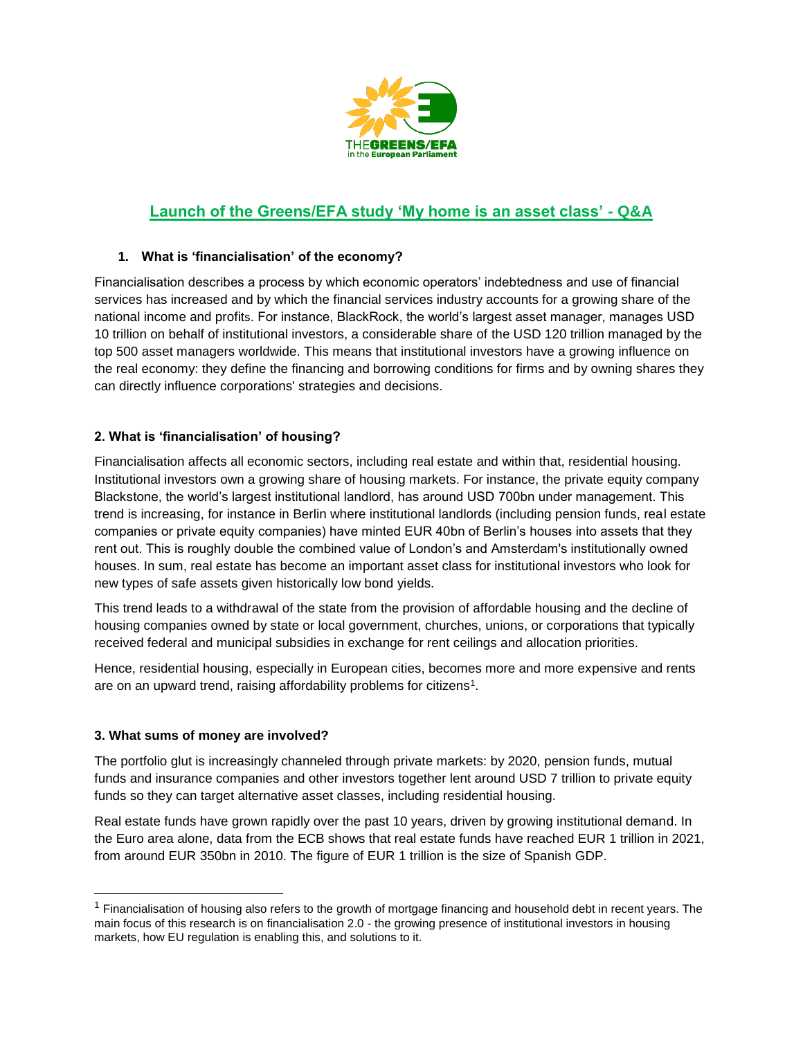# Launch of the Greens/EFA study 'My home is an asset class' - Q&A

## 1. What is 'financialisation' of the economy?

Financialisation describes a process by which economic operators' indebtedness and use of financial services has increased and by which the financial services industry accounts for a growing share of the national income and profits. For instance, BlackRock, the world's largest asset manager, manages USD 10 trillion on behalf of institutional investors, a considerable share of the USD 120 trillion managed by the top 500 asset managers worldwide. This means that institutional investors have a growing influence on the real economy: they define the financing and borrowing conditions for firms and by owning shares they can directly influence corporations' strategies and decisions.

## 2. What is 'financialisation' of housing?

Financialisation affects all economic sectors, including real estate and within that, residential housing. Institutional investors own a growing share of housing markets. For instance, the private equity company Blackstone, the world's largest institutional landlord, has around USD 700bn under management. This trend is increasing, for instance in Berlin where institutional landlords (including pension funds, real estate companies or private equity companies) have minted EUR 40bn of Berlin's houses into assets that they rent out. This is roughly double the combined value of London's and Amsterdam's institutionally owned houses. In sum, real estate has become an important asset class for institutional investors who look for new types of safe assets given historically low bond yields.

This trend leads to a withdrawal of the state from the provision of affordable housing and the decline of housing companies owned by state or local government, churches, unions, or corporations that typically received federal and municipal subsidies in exchange for rent ceilings and allocation priorities.

Hence, residential housing, especially in European cities, becomes more and more expensive and rents are on an upward trend, raising affordability problems for citizens[1].

## 3. What sums of money are involved?

The portfolio glut is increasingly channeled through private markets: by 2020, pension funds, mutual funds and insurance companies and other investors together lent around USD 7 trillion to private equity funds so they can target alternative asset classes, including residential housing.

Real estate funds have grown rapidly over the past 10 years, driven by growing institutional demand. In the Euro area alone, data from the ECB shows that real estate funds have reached EUR 1 trillion in 2021, from around EUR 350bn in 2010. The figure of EUR 1 trillion is the size of Spanish GDP.

---

[1] Financialisation of housing also refers to the growth of mortgage financing and household debt in recent years. The main focus of this research is on financialisation 2.0 - the growing presence of institutional investors in housing markets, how EU regulation is enabling this, and solutions to it.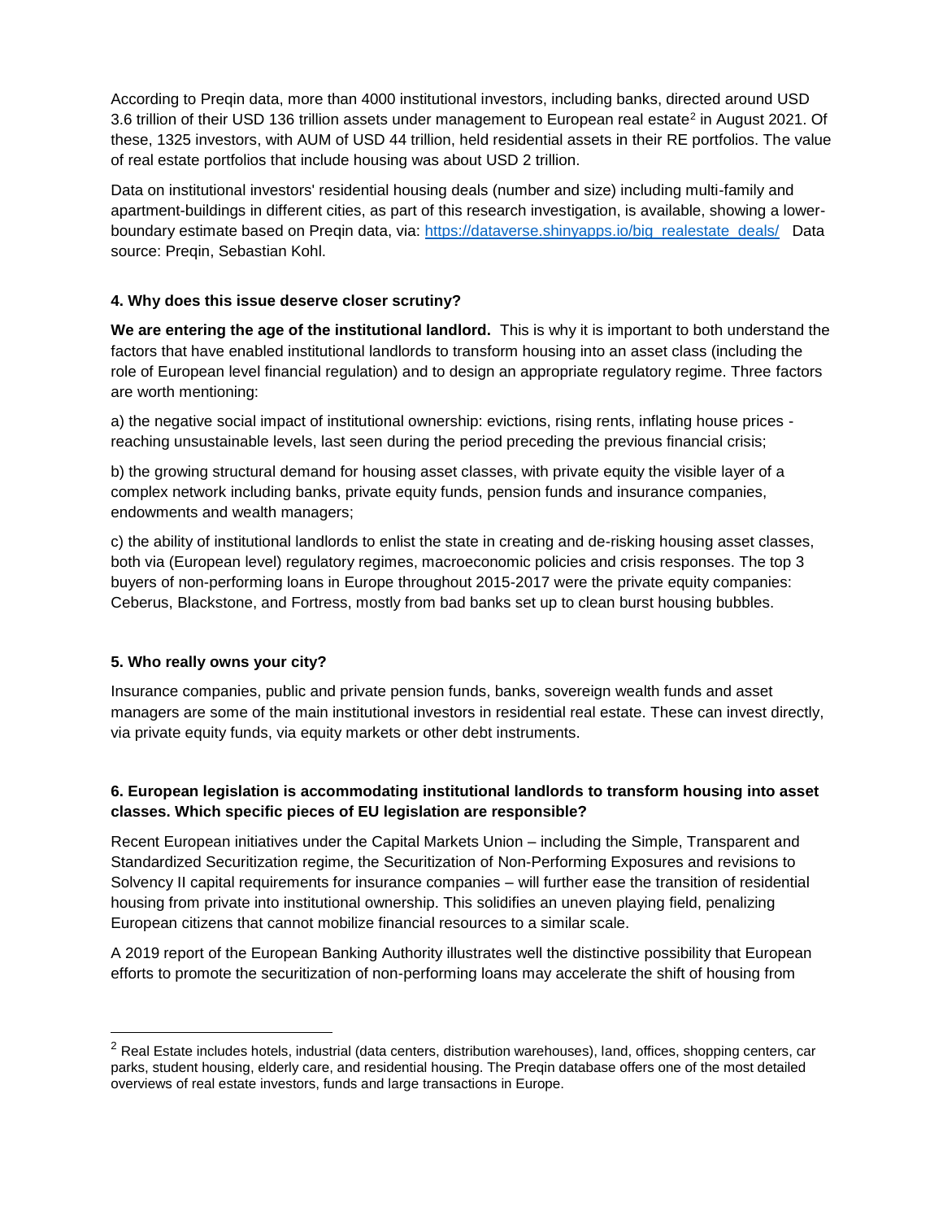According to Preqin data, more than 4000 institutional investors, including banks, directed around USD 3.6 trillion of their USD 136 trillion assets under management to European real estate[2] in August 2021. Of these, 1325 investors, with AUM of USD 44 trillion, held residential assets in their RE portfolios. The value of real estate portfolios that include housing was about USD 2 trillion.

Data on institutional investors' residential housing deals (number and size) including multi-family and apartment-buildings in different cities, as part of this research investigation, is available, showing a lower-boundary estimate based on Preqin data, via: https://dataverse.shinyapps.io/big_realestate_deals/ Data source: Preqin, Sebastian Kohl.

#### 4. Why does this issue deserve closer scrutiny?

**We are entering the age of the institutional landlord.** This is why it is important to both understand the factors that have enabled institutional landlords to transform housing into an asset class (including the role of European level financial regulation) and to design an appropriate regulatory regime. Three factors are worth mentioning:

a) the negative social impact of institutional ownership: evictions, rising rents, inflating house prices - reaching unsustainable levels, last seen during the period preceding the previous financial crisis;

b) the growing structural demand for housing asset classes, with private equity the visible layer of a complex network including banks, private equity funds, pension funds and insurance companies, endowments and wealth managers;

c) the ability of institutional landlords to enlist the state in creating and de-risking housing asset classes, both via (European level) regulatory regimes, macroeconomic policies and crisis responses. The top 3 buyers of non-performing loans in Europe throughout 2015-2017 were the private equity companies: Ceberus, Blackstone, and Fortress, mostly from bad banks set up to clean burst housing bubbles.

#### 5. Who really owns your city?

Insurance companies, public and private pension funds, banks, sovereign wealth funds and asset managers are some of the main institutional investors in residential real estate. These can invest directly, via private equity funds, via equity markets or other debt instruments.

#### 6. European legislation is accommodating institutional landlords to transform housing into asset classes. Which specific pieces of EU legislation are responsible?

Recent European initiatives under the Capital Markets Union – including the Simple, Transparent and Standardized Securitization regime, the Securitization of Non-Performing Exposures and revisions to Solvency II capital requirements for insurance companies – will further ease the transition of residential housing from private into institutional ownership. This solidifies an uneven playing field, penalizing European citizens that cannot mobilize financial resources to a similar scale.

A 2019 report of the European Banking Authority illustrates well the distinctive possibility that European efforts to promote the securitization of non-performing loans may accelerate the shift of housing from

---

[2] Real Estate includes hotels, industrial (data centers, distribution warehouses), land, offices, shopping centers, car parks, student housing, elderly care, and residential housing. The Preqin database offers one of the most detailed overviews of real estate investors, funds and large transactions in Europe.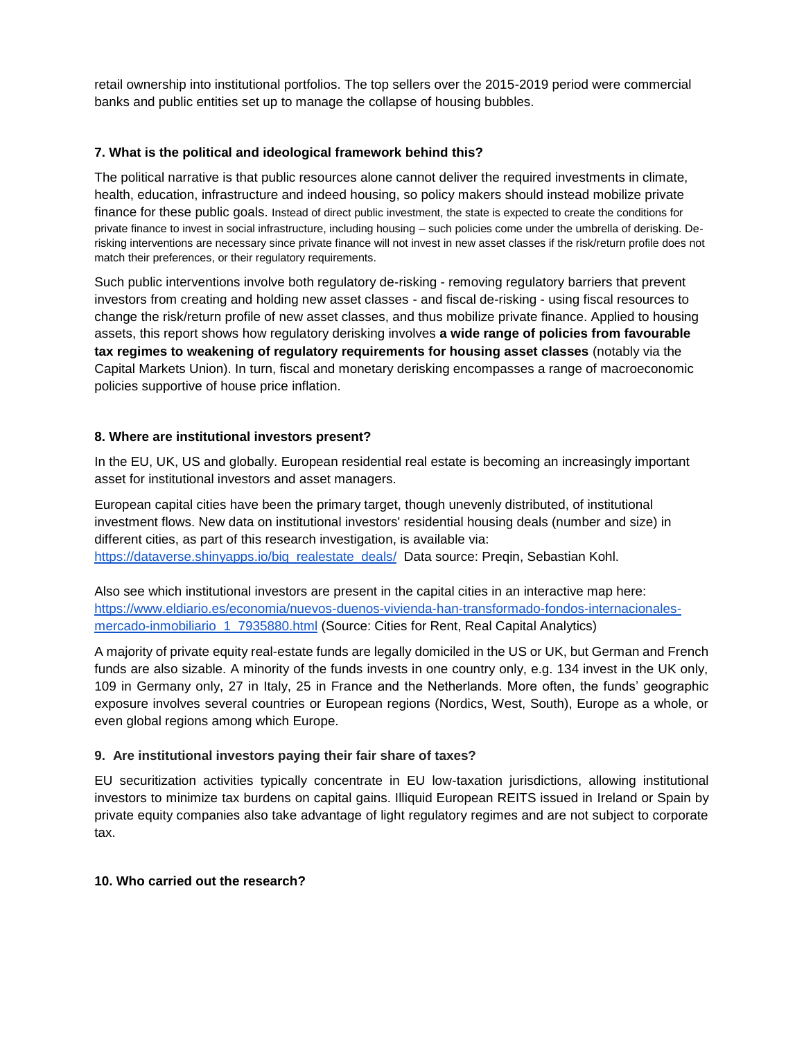retail ownership into institutional portfolios. The top sellers over the 2015-2019 period were commercial banks and public entities set up to manage the collapse of housing bubbles.

**7. What is the political and ideological framework behind this?**

The political narrative is that public resources alone cannot deliver the required investments in climate, health, education, infrastructure and indeed housing, so policy makers should instead mobilize private finance for these public goals. Instead of direct public investment, the state is expected to create the conditions for private finance to invest in social infrastructure, including housing – such policies come under the umbrella of derisking. De-risking interventions are necessary since private finance will not invest in new asset classes if the risk/return profile does not match their preferences, or their regulatory requirements.

Such public interventions involve both regulatory de-risking - removing regulatory barriers that prevent investors from creating and holding new asset classes - and fiscal de-risking - using fiscal resources to change the risk/return profile of new asset classes, and thus mobilize private finance. Applied to housing assets, this report shows how regulatory derisking involves **a wide range of policies from favourable tax regimes to weakening of regulatory requirements for housing asset classes** (notably via the Capital Markets Union). In turn, fiscal and monetary derisking encompasses a range of macroeconomic policies supportive of house price inflation.

**8. Where are institutional investors present?**

In the EU, UK, US and globally. European residential real estate is becoming an increasingly important asset for institutional investors and asset managers.

European capital cities have been the primary target, though unevenly distributed, of institutional investment flows. New data on institutional investors' residential housing deals (number and size) in different cities, as part of this research investigation, is available via: [https://dataverse.shinyapps.io/big_realestate_deals/](https://dataverse.shinyapps.io/big_realestate_deals/) Data source: Preqin, Sebastian Kohl.

Also see which institutional investors are present in the capital cities in an interactive map here: [https://www.eldiario.es/economia/nuevos-duenos-vivienda-han-transformado-fondos-internacionales-mercado-inmobiliario_1_7935880.html](https://www.eldiario.es/economia/nuevos-duenos-vivienda-han-transformado-fondos-internacionales-mercado-inmobiliario_1_7935880.html) (Source: Cities for Rent, Real Capital Analytics)

A majority of private equity real-estate funds are legally domiciled in the US or UK, but German and French funds are also sizable. A minority of the funds invests in one country only, e.g. 134 invest in the UK only, 109 in Germany only, 27 in Italy, 25 in France and the Netherlands. More often, the funds' geographic exposure involves several countries or European regions (Nordics, West, South), Europe as a whole, or even global regions among which Europe.

**9. Are institutional investors paying their fair share of taxes?**

EU securitization activities typically concentrate in EU low-taxation jurisdictions, allowing institutional investors to minimize tax burdens on capital gains. Illiquid European REITS issued in Ireland or Spain by private equity companies also take advantage of light regulatory regimes and are not subject to corporate tax.

**10. Who carried out the research?**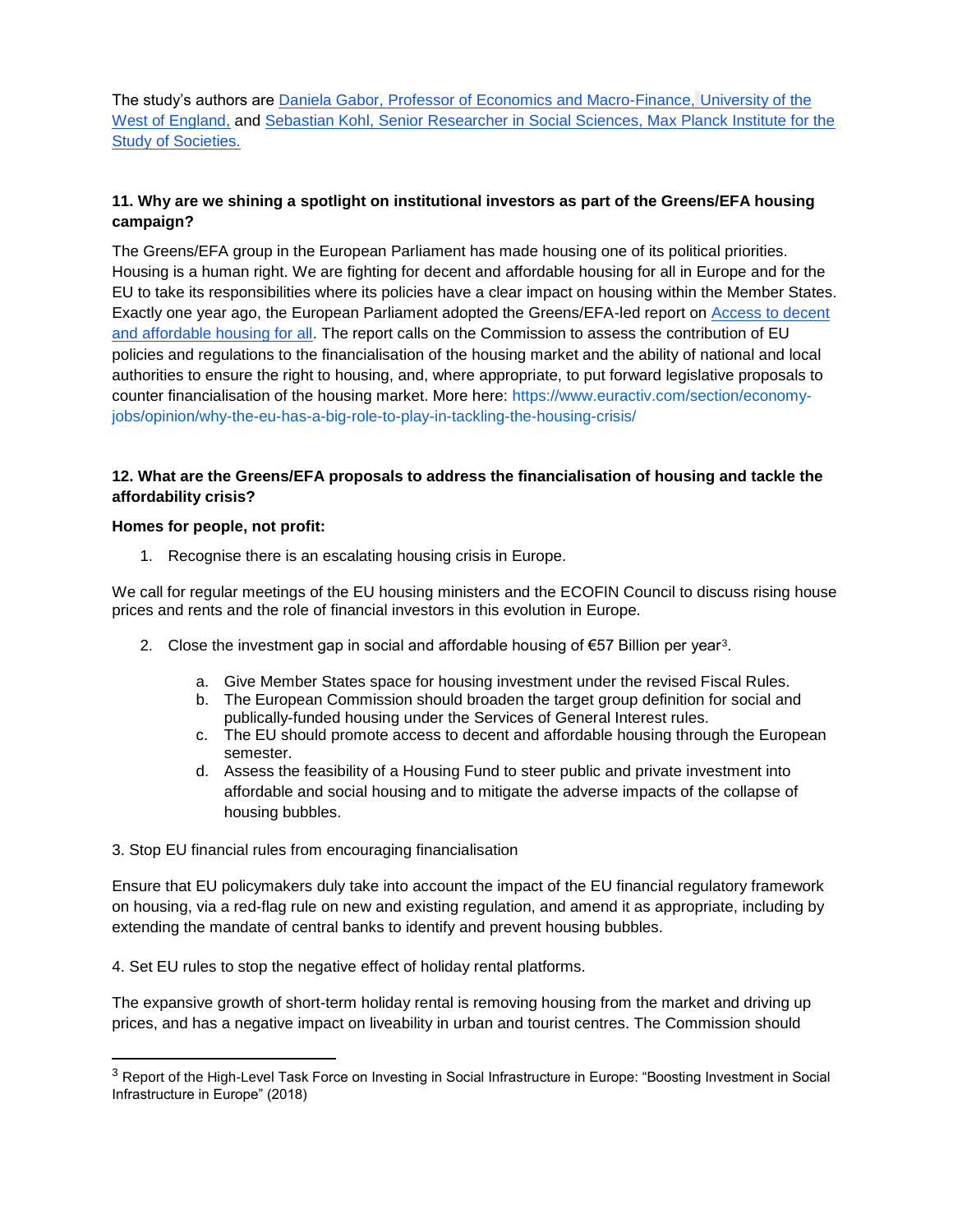The study's authors are [Daniela Gabor, Professor of Economics and Macro-Finance, University of the West of England,](#) and [Sebastian Kohl, Senior Researcher in Social Sciences, Max Planck Institute for the Study of Societies.](#)

**11. Why are we shining a spotlight on institutional investors as part of the Greens/EFA housing campaign?**

The Greens/EFA group in the European Parliament has made housing one of its political priorities. Housing is a human right. We are fighting for decent and affordable housing for all in Europe and for the EU to take its responsibilities where its policies have a clear impact on housing within the Member States. Exactly one year ago, the European Parliament adopted the Greens/EFA-led report on [Access to decent and affordable housing for all](#). The report calls on the Commission to assess the contribution of EU policies and regulations to the financialisation of the housing market and the ability of national and local authorities to ensure the right to housing, and, where appropriate, to put forward legislative proposals to counter financialisation of the housing market. More here: https://www.euractiv.com/section/economy-jobs/opinion/why-the-eu-has-a-big-role-to-play-in-tackling-the-housing-crisis/

**12. What are the Greens/EFA proposals to address the financialisation of housing and tackle the affordability crisis?**

**Homes for people, not profit:**

1. Recognise there is an escalating housing crisis in Europe.

We call for regular meetings of the EU housing ministers and the ECOFIN Council to discuss rising house prices and rents and the role of financial investors in this evolution in Europe.

2. Close the investment gap in social and affordable housing of €57 Billion per year[3].

    a. Give Member States space for housing investment under the revised Fiscal Rules.
    b. The European Commission should broaden the target group definition for social and publically-funded housing under the Services of General Interest rules.
    c. The EU should promote access to decent and affordable housing through the European semester.
    d. Assess the feasibility of a Housing Fund to steer public and private investment into affordable and social housing and to mitigate the adverse impacts of the collapse of housing bubbles.

3. Stop EU financial rules from encouraging financialisation

Ensure that EU policymakers duly take into account the impact of the EU financial regulatory framework on housing, via a red-flag rule on new and existing regulation, and amend it as appropriate, including by extending the mandate of central banks to identify and prevent housing bubbles.

4. Set EU rules to stop the negative effect of holiday rental platforms.

The expansive growth of short-term holiday rental is removing housing from the market and driving up prices, and has a negative impact on liveability in urban and tourist centres. The Commission should

---

[3] Report of the High-Level Task Force on Investing in Social Infrastructure in Europe: "Boosting Investment in Social Infrastructure in Europe" (2018)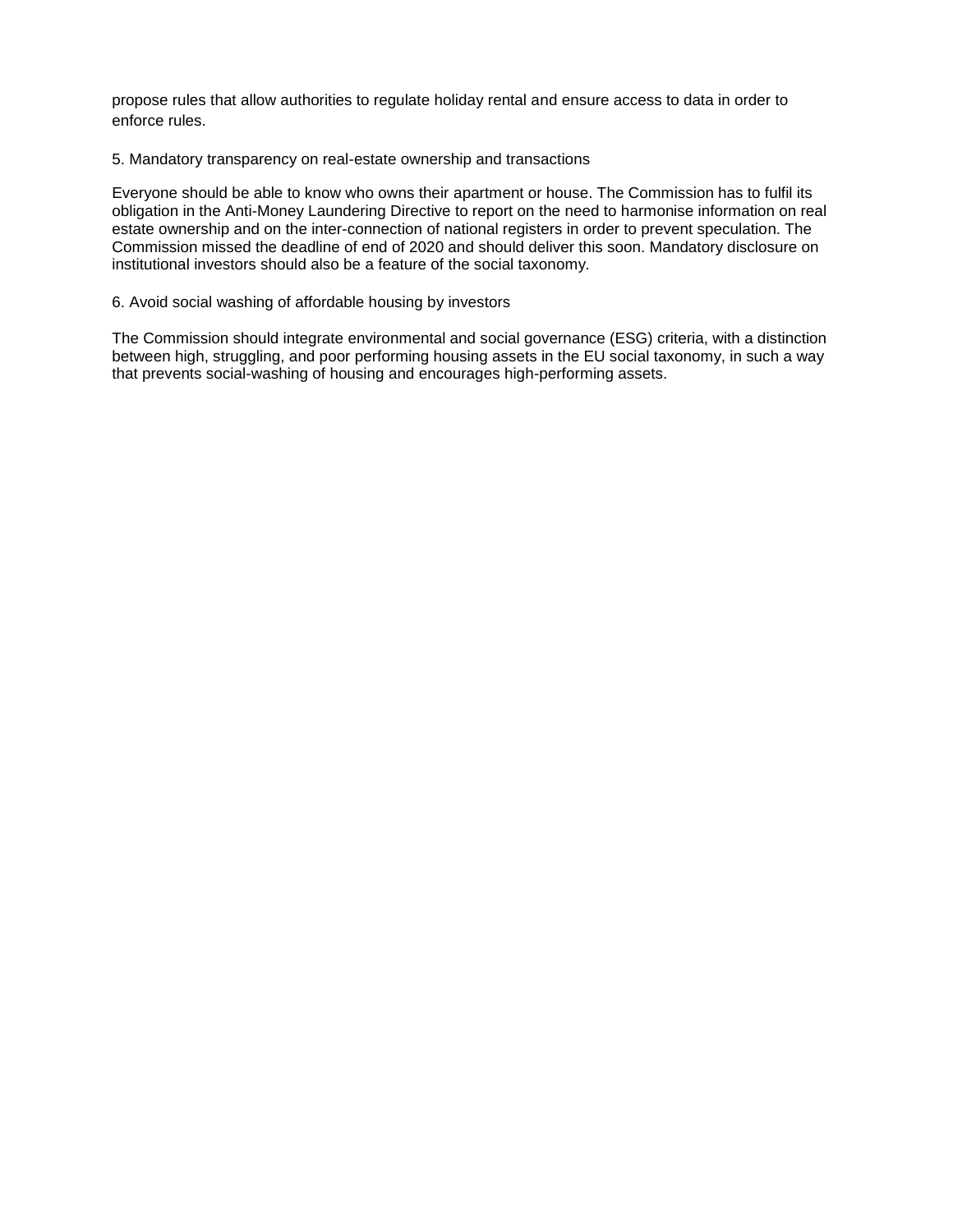propose rules that allow authorities to regulate holiday rental and ensure access to data in order to enforce rules.

5. Mandatory transparency on real-estate ownership and transactions

Everyone should be able to know who owns their apartment or house. The Commission has to fulfil its obligation in the Anti-Money Laundering Directive to report on the need to harmonise information on real estate ownership and on the inter-connection of national registers in order to prevent speculation. The Commission missed the deadline of end of 2020 and should deliver this soon. Mandatory disclosure on institutional investors should also be a feature of the social taxonomy.

6. Avoid social washing of affordable housing by investors

The Commission should integrate environmental and social governance (ESG) criteria, with a distinction between high, struggling, and poor performing housing assets in the EU social taxonomy, in such a way that prevents social-washing of housing and encourages high-performing assets.